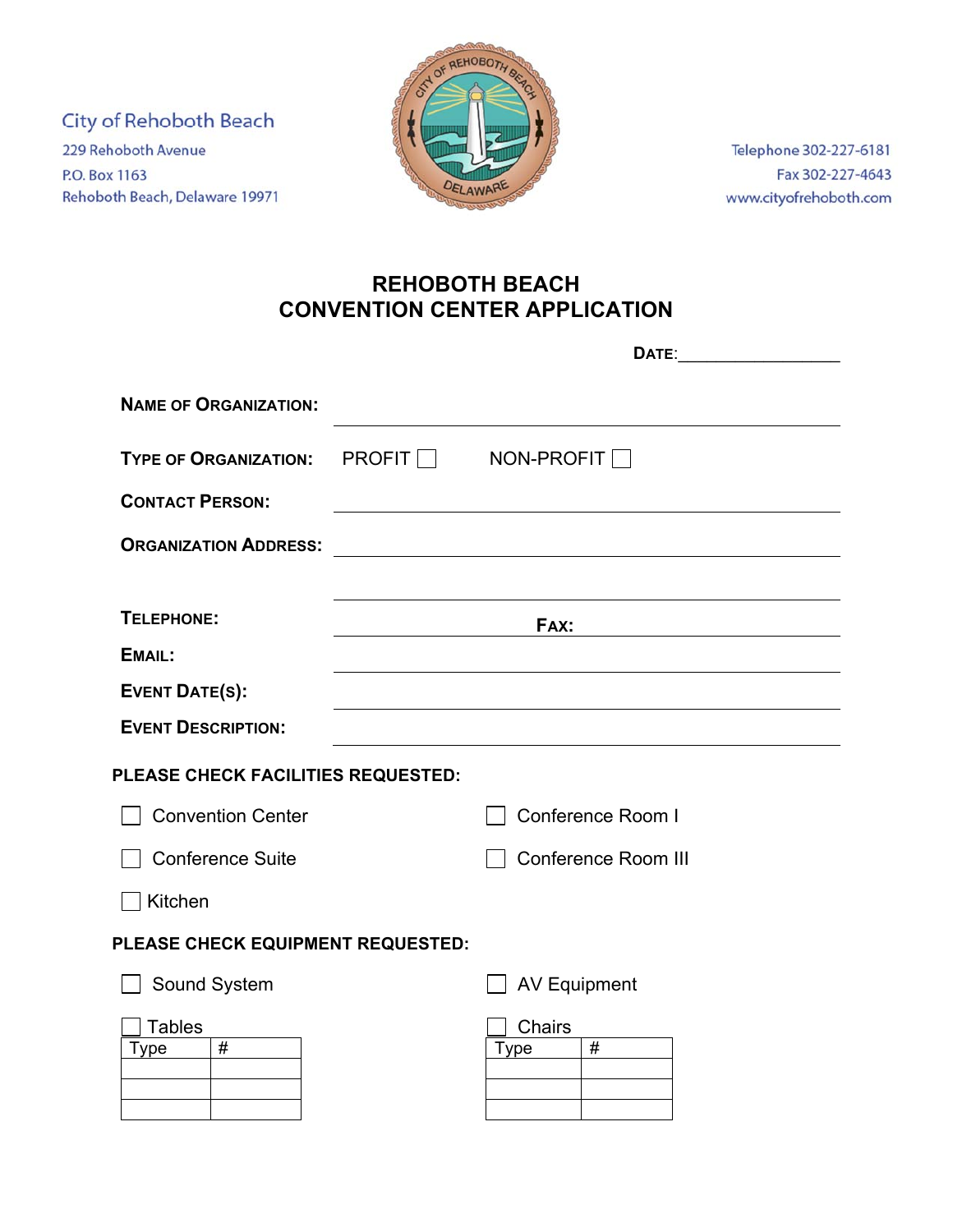City of Rehoboth Beach
229 Rehoboth Avenue
P.O. Box 1163
Rehoboth Beach, Delaware 19971

Telephone 302-227-6181
Fax 302-227-4643
www.cityofrehoboth.com

# REHOBOTH BEACH CONVENTION CENTER APPLICATION

**DATE**:__________________

**NAME OF ORGANIZATION:** ____________________

**TYPE OF ORGANIZATION:** PROFIT ☐ NON-PROFIT ☐

**CONTACT PERSON:** ____________________

**ORGANIZATION ADDRESS:** ____________________

____________________

**TELEPHONE:** ____________________ **FAX:** ____________________

**EMAIL:** ____________________

**EVENT DATE(S):** ____________________

**EVENT DESCRIPTION:** ____________________

**PLEASE CHECK FACILITIES REQUESTED:**

☐ Convention Center

☐ Conference Room I

☐ Conference Suite

☐ Conference Room III

☐ Kitchen

**PLEASE CHECK EQUIPMENT REQUESTED:**

☐ Sound System

☐ AV Equipment

☐ Tables

| Type | # |
|---|---|
| | |
| | |
| | |

☐ Chairs

| Type | # |
|---|---|
| | |
| | |
| | |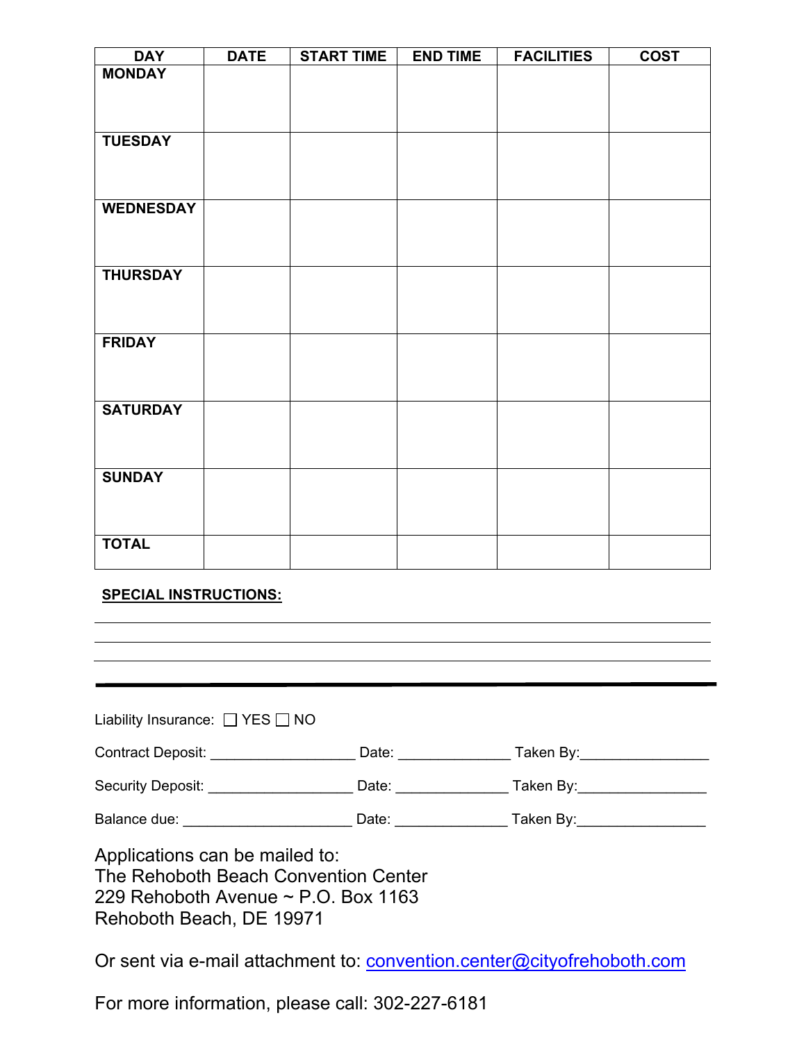| DAY | DATE | START TIME | END TIME | FACILITIES | COST |
|---|---|---|---|---|---|
| **MONDAY** | | | | | |
| **TUESDAY** | | | | | |
| **WEDNESDAY** | | | | | |
| **THURSDAY** | | | | | |
| **FRIDAY** | | | | | |
| **SATURDAY** | | | | | |
| **SUNDAY** | | | | | |
| **TOTAL** | | | | | |

**SPECIAL INSTRUCTIONS:**

_______________________________________________

_______________________________________________

_______________________________________________

---

Liability Insurance: ☐ YES ☐ NO

Contract Deposit: __________________ Date: ______________ Taken By:________________

Security Deposit: __________________ Date: ______________ Taken By:________________

Balance due: _____________________ Date: ______________ Taken By:________________

Applications can be mailed to:
The Rehoboth Beach Convention Center
229 Rehoboth Avenue ~ P.O. Box 1163
Rehoboth Beach, DE 19971

Or sent via e-mail attachment to: convention.center@cityofrehoboth.com

For more information, please call: 302-227-6181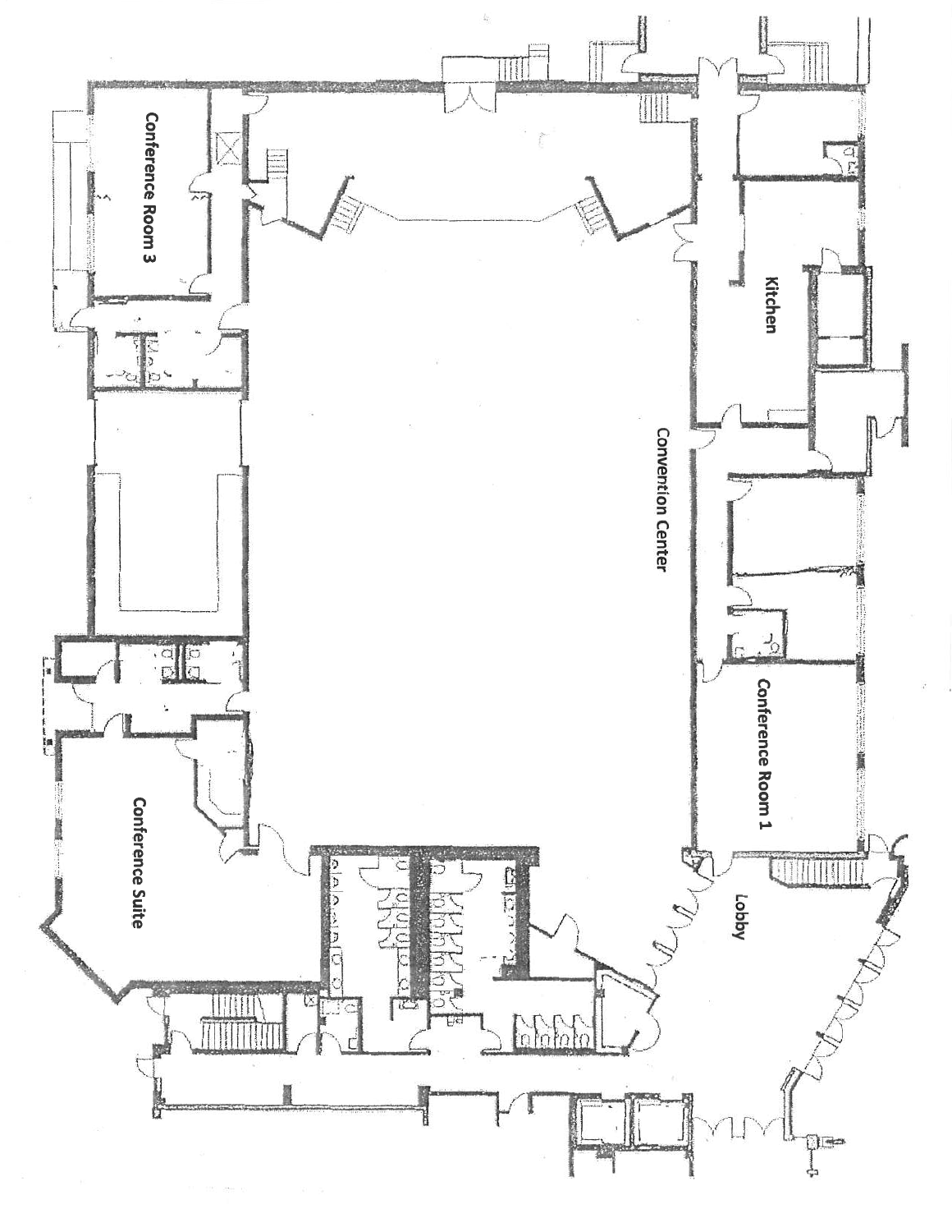Conference Room 3

Kitchen

Convention Center

Conference Room 1

Conference Suite

Lobby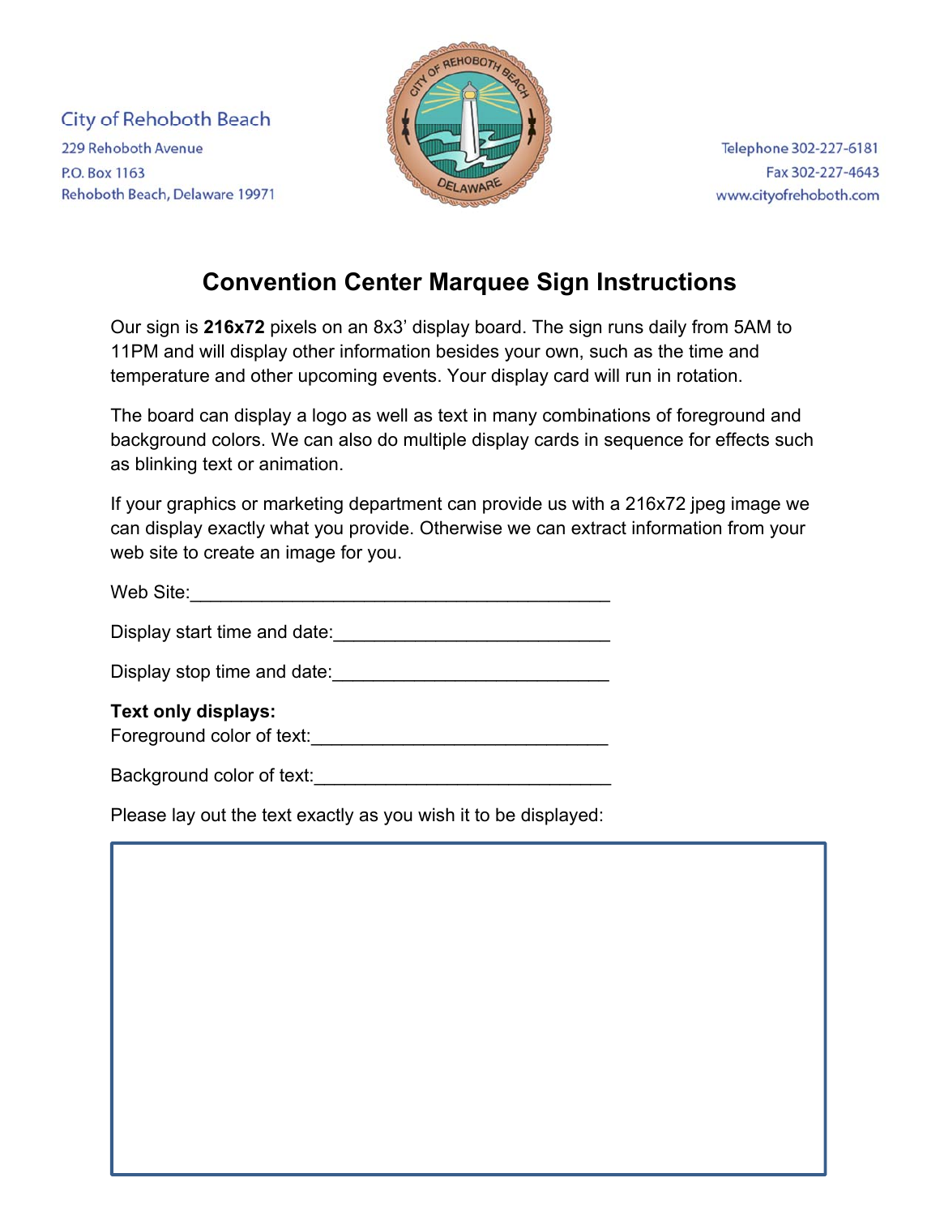City of Rehoboth Beach
229 Rehoboth Avenue
P.O. Box 1163
Rehoboth Beach, Delaware 19971

Telephone 302-227-6181
Fax 302-227-4643
www.cityofrehoboth.com

# Convention Center Marquee Sign Instructions

Our sign is **216x72** pixels on an 8x3' display board. The sign runs daily from 5AM to 11PM and will display other information besides your own, such as the time and temperature and other upcoming events. Your display card will run in rotation.

The board can display a logo as well as text in many combinations of foreground and background colors. We can also do multiple display cards in sequence for effects such as blinking text or animation.

If your graphics or marketing department can provide us with a 216x72 jpeg image we can display exactly what you provide. Otherwise we can extract information from your web site to create an image for you.

Web Site:_________________________________________

Display start time and date:___________________________

Display stop time and date:___________________________

**Text only displays:**
Foreground color of text:_____________________________

Background color of text:_____________________________

Please lay out the text exactly as you wish it to be displayed: